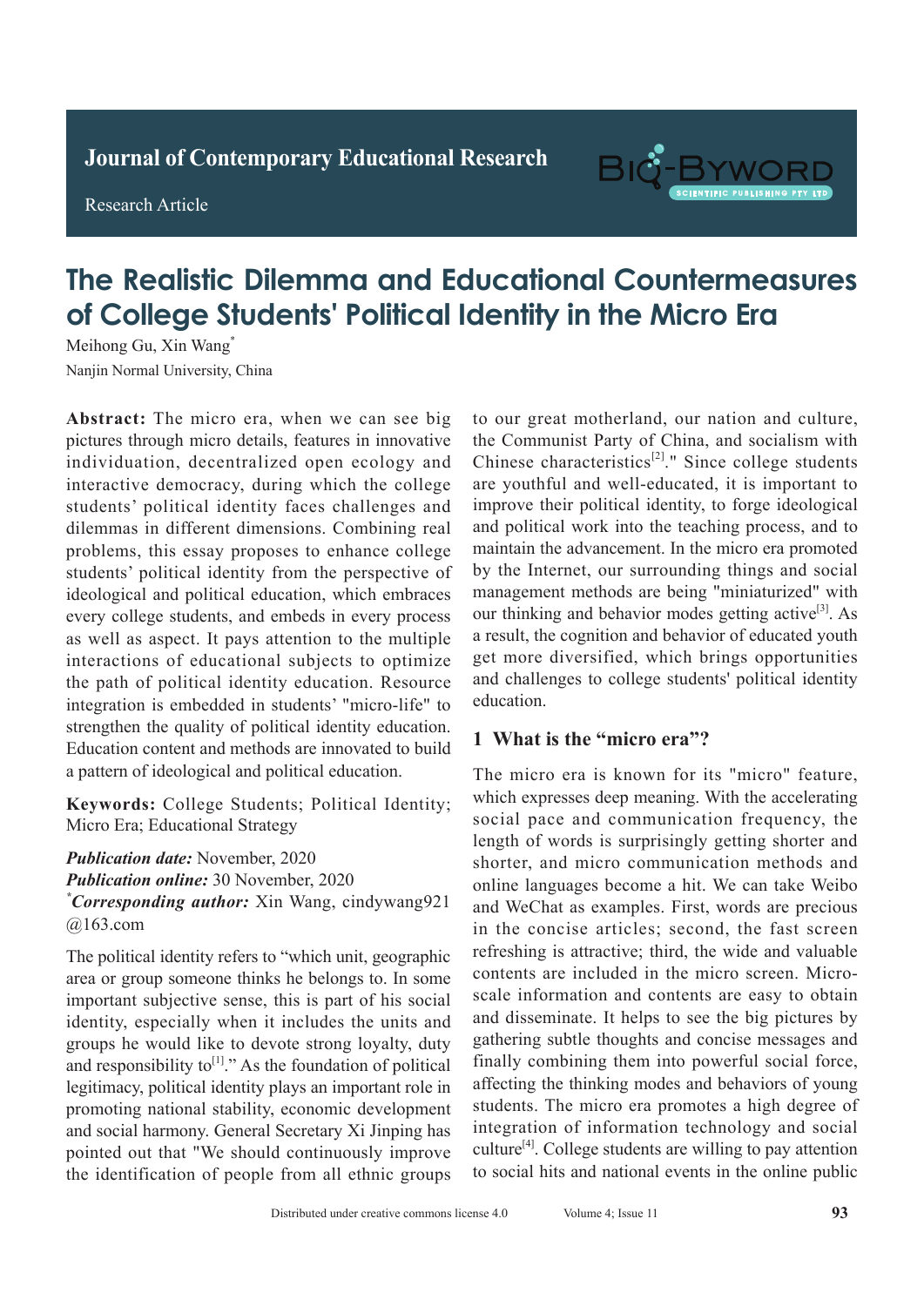Journal of Contemporary Educational Research

Research Article

# The Realistic Dilemma and Educational Countermeasures of College Students' Political Identity in the Micro Era

Meihong Gu, Xin Wang*

Nanjin Normal University, China

**Abstract:** The micro era, when we can see big pictures through micro details, features in innovative individuation, decentralized open ecology and interactive democracy, during which the college students' political identity faces challenges and dilemmas in different dimensions. Combining real problems, this essay proposes to enhance college students' political identity from the perspective of ideological and political education, which embraces every college students, and embeds in every process as well as aspect. It pays attention to the multiple interactions of educational subjects to optimize the path of political identity education. Resource integration is embedded in students' "micro-life" to strengthen the quality of political identity education. Education content and methods are innovated to build a pattern of ideological and political education.

**Keywords:** College Students; Political Identity; Micro Era; Educational Strategy

***Publication date:*** November, 2020
***Publication online:*** 30 November, 2020
****Corresponding author:*** Xin Wang, cindywang921@163.com

The political identity refers to "which unit, geographic area or group someone thinks he belongs to. In some important subjective sense, this is part of his social identity, especially when it includes the units and groups he would like to devote strong loyalty, duty and responsibility to[1]." As the foundation of political legitimacy, political identity plays an important role in promoting national stability, economic development and social harmony. General Secretary Xi Jinping has pointed out that "We should continuously improve the identification of people from all ethnic groups to our great motherland, our nation and culture, the Communist Party of China, and socialism with Chinese characteristics[2]." Since college students are youthful and well-educated, it is important to improve their political identity, to forge ideological and political work into the teaching process, and to maintain the advancement. In the micro era promoted by the Internet, our surrounding things and social management methods are being "miniaturized" with our thinking and behavior modes getting active[3]. As a result, the cognition and behavior of educated youth get more diversified, which brings opportunities and challenges to college students' political identity education.

## 1 What is the "micro era"?

The micro era is known for its "micro" feature, which expresses deep meaning. With the accelerating social pace and communication frequency, the length of words is surprisingly getting shorter and shorter, and micro communication methods and online languages become a hit. We can take Weibo and WeChat as examples. First, words are precious in the concise articles; second, the fast screen refreshing is attractive; third, the wide and valuable contents are included in the micro screen. Micro-scale information and contents are easy to obtain and disseminate. It helps to see the big pictures by gathering subtle thoughts and concise messages and finally combining them into powerful social force, affecting the thinking modes and behaviors of young students. The micro era promotes a high degree of integration of information technology and social culture[4]. College students are willing to pay attention to social hits and national events in the online public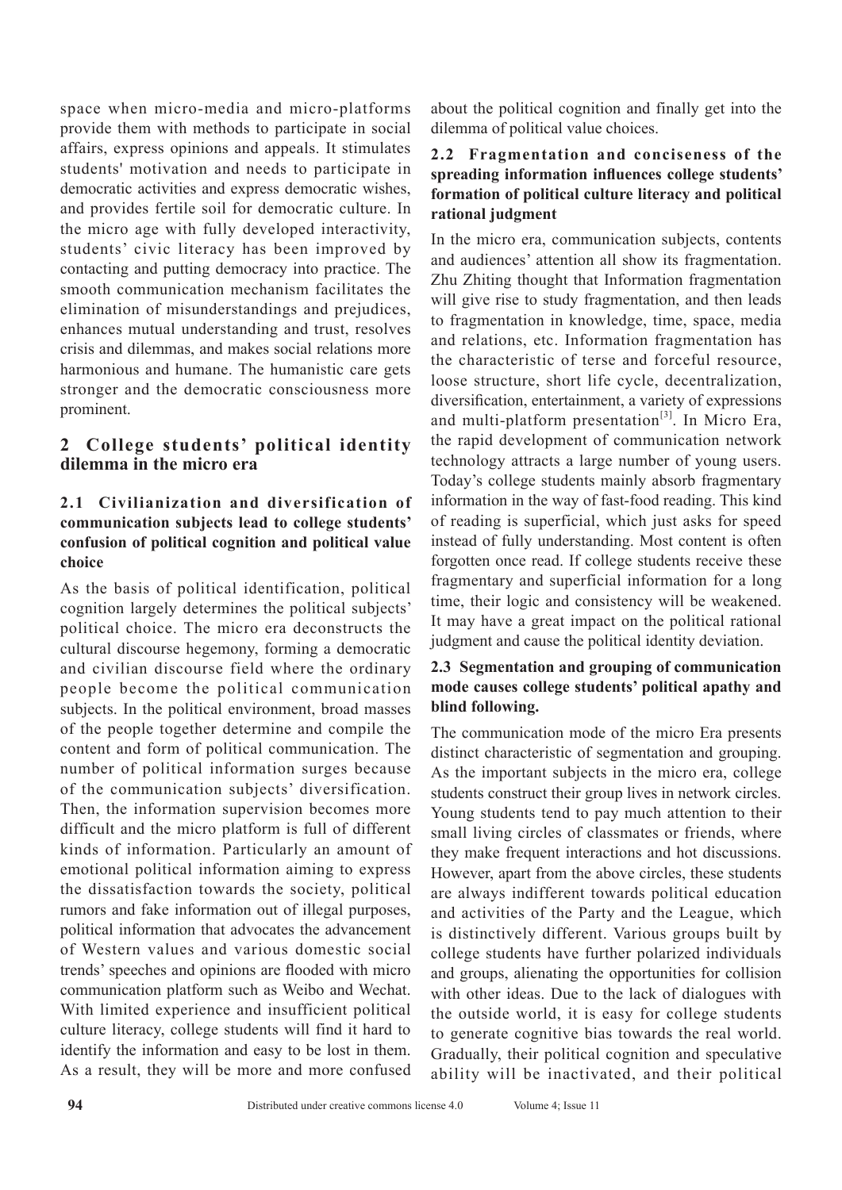space when micro-media and micro-platforms provide them with methods to participate in social affairs, express opinions and appeals. It stimulates students' motivation and needs to participate in democratic activities and express democratic wishes, and provides fertile soil for democratic culture. In the micro age with fully developed interactivity, students' civic literacy has been improved by contacting and putting democracy into practice. The smooth communication mechanism facilitates the elimination of misunderstandings and prejudices, enhances mutual understanding and trust, resolves crisis and dilemmas, and makes social relations more harmonious and humane. The humanistic care gets stronger and the democratic consciousness more prominent.

## 2 College students' political identity dilemma in the micro era

### 2.1 Civilianization and diversification of communication subjects lead to college students' confusion of political cognition and political value choice

As the basis of political identification, political cognition largely determines the political subjects' political choice. The micro era deconstructs the cultural discourse hegemony, forming a democratic and civilian discourse field where the ordinary people become the political communication subjects. In the political environment, broad masses of the people together determine and compile the content and form of political communication. The number of political information surges because of the communication subjects' diversification. Then, the information supervision becomes more difficult and the micro platform is full of different kinds of information. Particularly an amount of emotional political information aiming to express the dissatisfaction towards the society, political rumors and fake information out of illegal purposes, political information that advocates the advancement of Western values and various domestic social trends' speeches and opinions are flooded with micro communication platform such as Weibo and Wechat. With limited experience and insufficient political culture literacy, college students will find it hard to identify the information and easy to be lost in them. As a result, they will be more and more confused about the political cognition and finally get into the dilemma of political value choices.

### 2.2 Fragmentation and conciseness of the spreading information influences college students' formation of political culture literacy and political rational judgment

In the micro era, communication subjects, contents and audiences' attention all show its fragmentation. Zhu Zhiting thought that Information fragmentation will give rise to study fragmentation, and then leads to fragmentation in knowledge, time, space, media and relations, etc. Information fragmentation has the characteristic of terse and forceful resource, loose structure, short life cycle, decentralization, diversification, entertainment, a variety of expressions and multi-platform presentation[3]. In Micro Era, the rapid development of communication network technology attracts a large number of young users. Today's college students mainly absorb fragmentary information in the way of fast-food reading. This kind of reading is superficial, which just asks for speed instead of fully understanding. Most content is often forgotten once read. If college students receive these fragmentary and superficial information for a long time, their logic and consistency will be weakened. It may have a great impact on the political rational judgment and cause the political identity deviation.

### 2.3 Segmentation and grouping of communication mode causes college students' political apathy and blind following.

The communication mode of the micro Era presents distinct characteristic of segmentation and grouping. As the important subjects in the micro era, college students construct their group lives in network circles. Young students tend to pay much attention to their small living circles of classmates or friends, where they make frequent interactions and hot discussions. However, apart from the above circles, these students are always indifferent towards political education and activities of the Party and the League, which is distinctively different. Various groups built by college students have further polarized individuals and groups, alienating the opportunities for collision with other ideas. Due to the lack of dialogues with the outside world, it is easy for college students to generate cognitive bias towards the real world. Gradually, their political cognition and speculative ability will be inactivated, and their political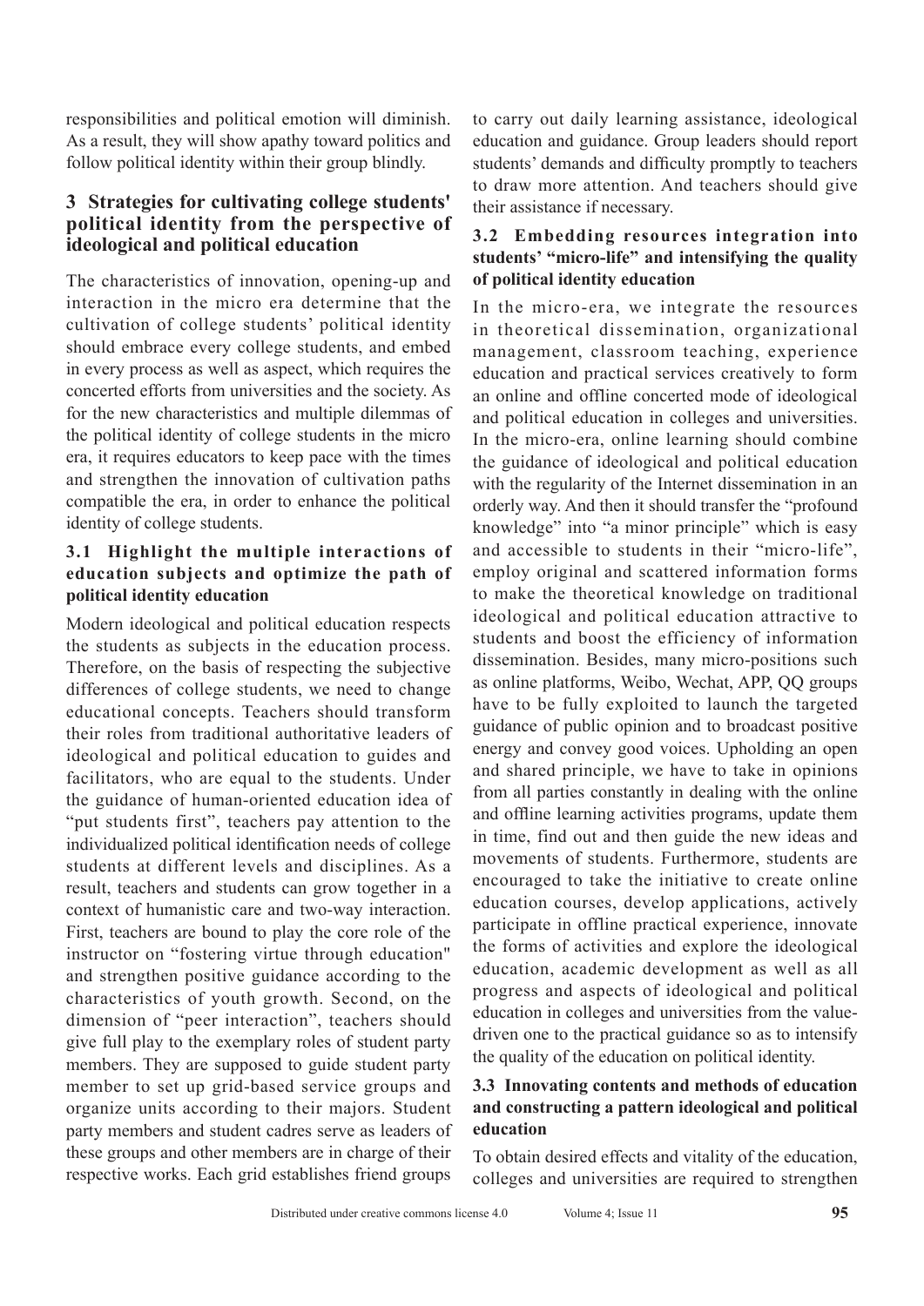responsibilities and political emotion will diminish. As a result, they will show apathy toward politics and follow political identity within their group blindly.

## 3 Strategies for cultivating college students' political identity from the perspective of ideological and political education

The characteristics of innovation, opening-up and interaction in the micro era determine that the cultivation of college students' political identity should embrace every college students, and embed in every process as well as aspect, which requires the concerted efforts from universities and the society. As for the new characteristics and multiple dilemmas of the political identity of college students in the micro era, it requires educators to keep pace with the times and strengthen the innovation of cultivation paths compatible the era, in order to enhance the political identity of college students.

### 3.1 Highlight the multiple interactions of education subjects and optimize the path of political identity education

Modern ideological and political education respects the students as subjects in the education process. Therefore, on the basis of respecting the subjective differences of college students, we need to change educational concepts. Teachers should transform their roles from traditional authoritative leaders of ideological and political education to guides and facilitators, who are equal to the students. Under the guidance of human-oriented education idea of "put students first", teachers pay attention to the individualized political identification needs of college students at different levels and disciplines. As a result, teachers and students can grow together in a context of humanistic care and two-way interaction. First, teachers are bound to play the core role of the instructor on "fostering virtue through education" and strengthen positive guidance according to the characteristics of youth growth. Second, on the dimension of "peer interaction", teachers should give full play to the exemplary roles of student party members. They are supposed to guide student party member to set up grid-based service groups and organize units according to their majors. Student party members and student cadres serve as leaders of these groups and other members are in charge of their respective works. Each grid establishes friend groups to carry out daily learning assistance, ideological education and guidance. Group leaders should report students' demands and difficulty promptly to teachers to draw more attention. And teachers should give their assistance if necessary.

### 3.2 Embedding resources integration into students' "micro-life" and intensifying the quality of political identity education

In the micro-era, we integrate the resources in theoretical dissemination, organizational management, classroom teaching, experience education and practical services creatively to form an online and offline concerted mode of ideological and political education in colleges and universities. In the micro-era, online learning should combine the guidance of ideological and political education with the regularity of the Internet dissemination in an orderly way. And then it should transfer the "profound knowledge" into "a minor principle" which is easy and accessible to students in their "micro-life", employ original and scattered information forms to make the theoretical knowledge on traditional ideological and political education attractive to students and boost the efficiency of information dissemination. Besides, many micro-positions such as online platforms, Weibo, Wechat, APP, QQ groups have to be fully exploited to launch the targeted guidance of public opinion and to broadcast positive energy and convey good voices. Upholding an open and shared principle, we have to take in opinions from all parties constantly in dealing with the online and offline learning activities programs, update them in time, find out and then guide the new ideas and movements of students. Furthermore, students are encouraged to take the initiative to create online education courses, develop applications, actively participate in offline practical experience, innovate the forms of activities and explore the ideological education, academic development as well as all progress and aspects of ideological and political education in colleges and universities from the value-driven one to the practical guidance so as to intensify the quality of the education on political identity.

### 3.3 Innovating contents and methods of education and constructing a pattern ideological and political education

To obtain desired effects and vitality of the education, colleges and universities are required to strengthen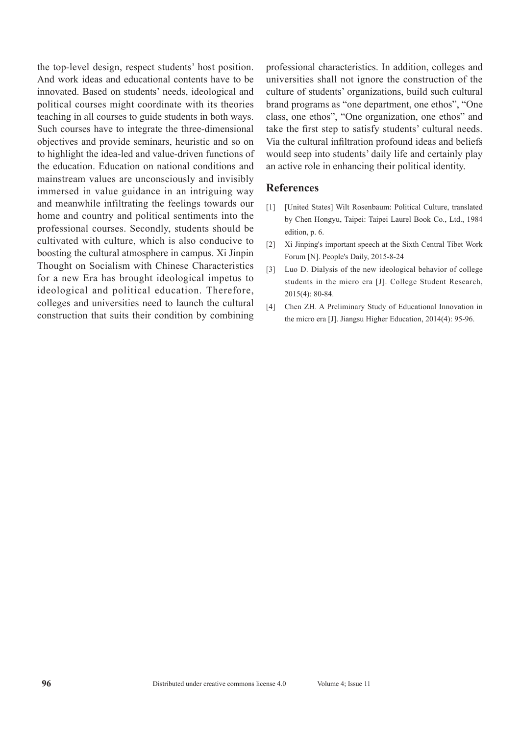the top-level design, respect students' host position. And work ideas and educational contents have to be innovated. Based on students' needs, ideological and political courses might coordinate with its theories teaching in all courses to guide students in both ways. Such courses have to integrate the three-dimensional objectives and provide seminars, heuristic and so on to highlight the idea-led and value-driven functions of the education. Education on national conditions and mainstream values are unconsciously and invisibly immersed in value guidance in an intriguing way and meanwhile infiltrating the feelings towards our home and country and political sentiments into the professional courses. Secondly, students should be cultivated with culture, which is also conducive to boosting the cultural atmosphere in campus. Xi Jinpin Thought on Socialism with Chinese Characteristics for a new Era has brought ideological impetus to ideological and political education. Therefore, colleges and universities need to launch the cultural construction that suits their condition by combining professional characteristics. In addition, colleges and universities shall not ignore the construction of the culture of students' organizations, build such cultural brand programs as "one department, one ethos", "One class, one ethos", "One organization, one ethos" and take the first step to satisfy students' cultural needs. Via the cultural infiltration profound ideas and beliefs would seep into students' daily life and certainly play an active role in enhancing their political identity.

## References

[1] [United States] Wilt Rosenbaum: Political Culture, translated by Chen Hongyu, Taipei: Taipei Laurel Book Co., Ltd., 1984 edition, p. 6.

[2] Xi Jinping's important speech at the Sixth Central Tibet Work Forum [N]. People's Daily, 2015-8-24

[3] Luo D. Dialysis of the new ideological behavior of college students in the micro era [J]. College Student Research, 2015(4): 80-84.

[4] Chen ZH. A Preliminary Study of Educational Innovation in the micro era [J]. Jiangsu Higher Education, 2014(4): 95-96.